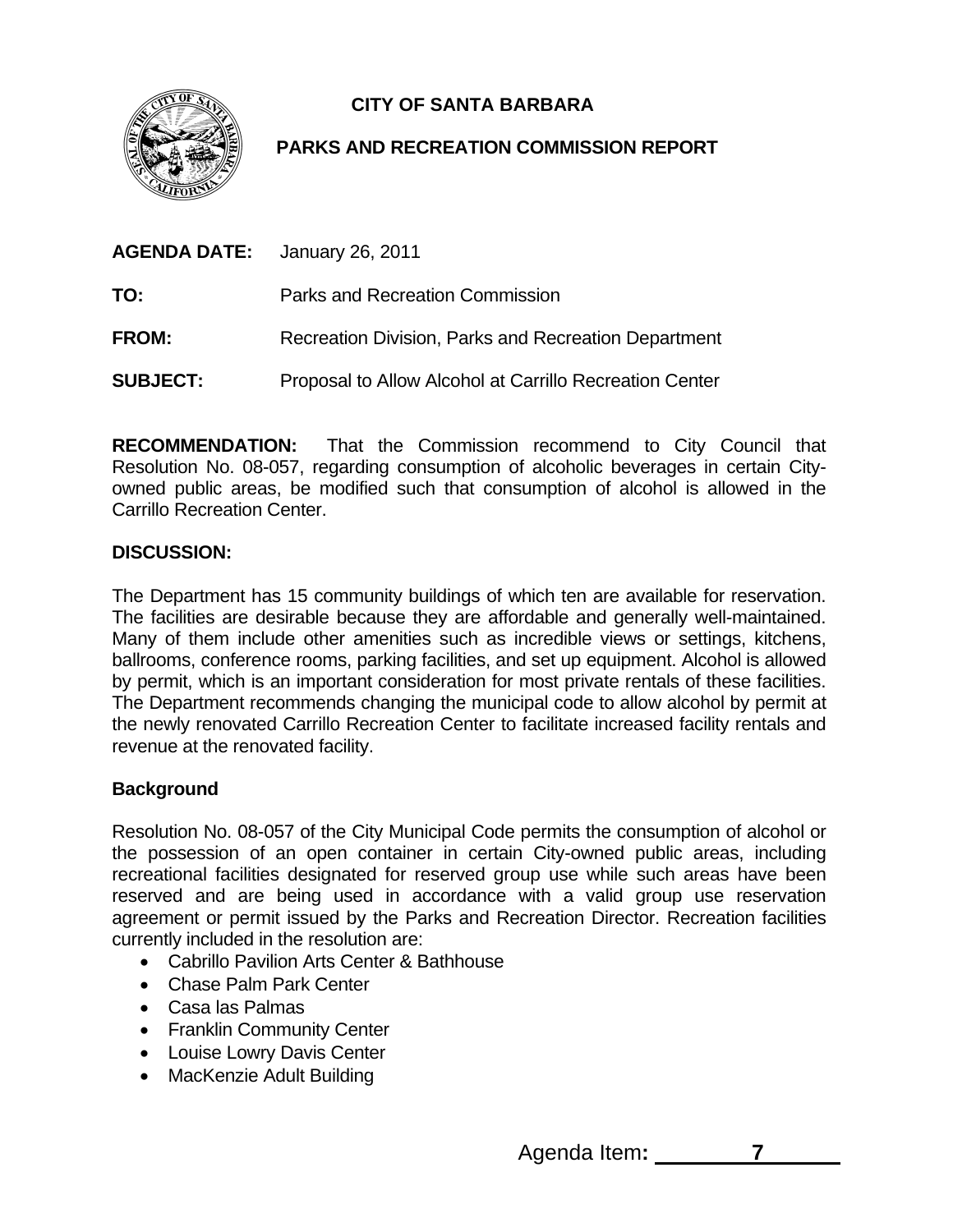# CITY OF SANTA BARBARA

## PARKS AND RECREATION COMMISSION REPORT

**AGENDA DATE:** January 26, 2011

**TO:** Parks and Recreation Commission

**FROM:** Recreation Division, Parks and Recreation Department

**SUBJECT:** Proposal to Allow Alcohol at Carrillo Recreation Center

**RECOMMENDATION:** That the Commission recommend to City Council that Resolution No. 08-057, regarding consumption of alcoholic beverages in certain City-owned public areas, be modified such that consumption of alcohol is allowed in the Carrillo Recreation Center.

**DISCUSSION:**

The Department has 15 community buildings of which ten are available for reservation. The facilities are desirable because they are affordable and generally well-maintained. Many of them include other amenities such as incredible views or settings, kitchens, ballrooms, conference rooms, parking facilities, and set up equipment. Alcohol is allowed by permit, which is an important consideration for most private rentals of these facilities. The Department recommends changing the municipal code to allow alcohol by permit at the newly renovated Carrillo Recreation Center to facilitate increased facility rentals and revenue at the renovated facility.

**Background**

Resolution No. 08-057 of the City Municipal Code permits the consumption of alcohol or the possession of an open container in certain City-owned public areas, including recreational facilities designated for reserved group use while such areas have been reserved and are being used in accordance with a valid group use reservation agreement or permit issued by the Parks and Recreation Director. Recreation facilities currently included in the resolution are:

- Cabrillo Pavilion Arts Center & Bathhouse
- Chase Palm Park Center
- Casa las Palmas
- Franklin Community Center
- Louise Lowry Davis Center
- MacKenzie Adult Building

Agenda Item: 7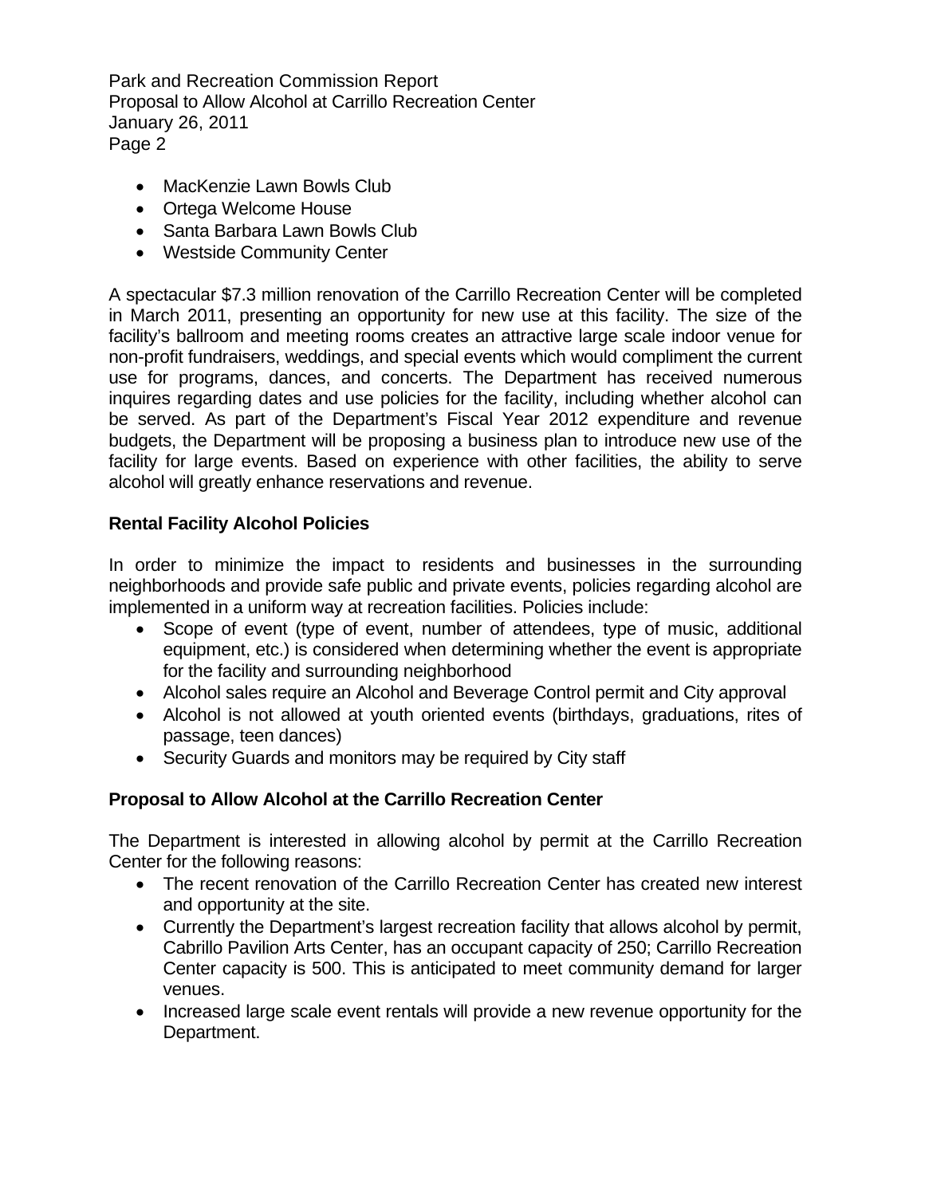- MacKenzie Lawn Bowls Club
- Ortega Welcome House
- Santa Barbara Lawn Bowls Club
- Westside Community Center

A spectacular $7.3 million renovation of the Carrillo Recreation Center will be completed in March 2011, presenting an opportunity for new use at this facility. The size of the facility's ballroom and meeting rooms creates an attractive large scale indoor venue for non-profit fundraisers, weddings, and special events which would compliment the current use for programs, dances, and concerts. The Department has received numerous inquires regarding dates and use policies for the facility, including whether alcohol can be served. As part of the Department's Fiscal Year 2012 expenditure and revenue budgets, the Department will be proposing a business plan to introduce new use of the facility for large events. Based on experience with other facilities, the ability to serve alcohol will greatly enhance reservations and revenue.

**Rental Facility Alcohol Policies**

In order to minimize the impact to residents and businesses in the surrounding neighborhoods and provide safe public and private events, policies regarding alcohol are implemented in a uniform way at recreation facilities. Policies include:

- Scope of event (type of event, number of attendees, type of music, additional equipment, etc.) is considered when determining whether the event is appropriate for the facility and surrounding neighborhood
- Alcohol sales require an Alcohol and Beverage Control permit and City approval
- Alcohol is not allowed at youth oriented events (birthdays, graduations, rites of passage, teen dances)
- Security Guards and monitors may be required by City staff

**Proposal to Allow Alcohol at the Carrillo Recreation Center**

The Department is interested in allowing alcohol by permit at the Carrillo Recreation Center for the following reasons:

- The recent renovation of the Carrillo Recreation Center has created new interest and opportunity at the site.
- Currently the Department's largest recreation facility that allows alcohol by permit, Cabrillo Pavilion Arts Center, has an occupant capacity of 250; Carrillo Recreation Center capacity is 500. This is anticipated to meet community demand for larger venues.
- Increased large scale event rentals will provide a new revenue opportunity for the Department.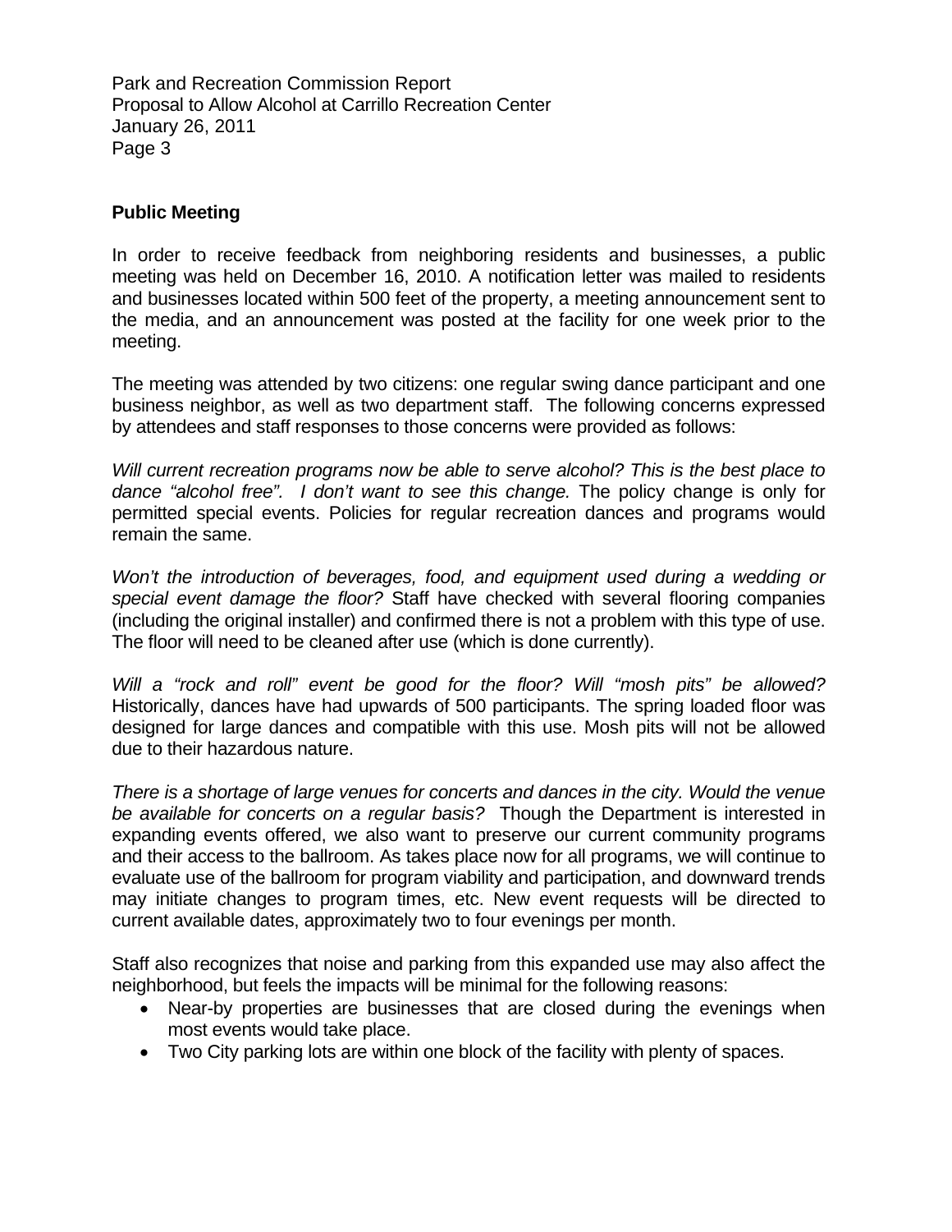## Public Meeting

In order to receive feedback from neighboring residents and businesses, a public meeting was held on December 16, 2010. A notification letter was mailed to residents and businesses located within 500 feet of the property, a meeting announcement sent to the media, and an announcement was posted at the facility for one week prior to the meeting.

The meeting was attended by two citizens: one regular swing dance participant and one business neighbor, as well as two department staff. The following concerns expressed by attendees and staff responses to those concerns were provided as follows:

*Will current recreation programs now be able to serve alcohol? This is the best place to dance "alcohol free". I don't want to see this change.* The policy change is only for permitted special events. Policies for regular recreation dances and programs would remain the same.

*Won't the introduction of beverages, food, and equipment used during a wedding or special event damage the floor?* Staff have checked with several flooring companies (including the original installer) and confirmed there is not a problem with this type of use. The floor will need to be cleaned after use (which is done currently).

*Will a "rock and roll" event be good for the floor? Will "mosh pits" be allowed?* Historically, dances have had upwards of 500 participants. The spring loaded floor was designed for large dances and compatible with this use. Mosh pits will not be allowed due to their hazardous nature.

*There is a shortage of large venues for concerts and dances in the city. Would the venue be available for concerts on a regular basis?* Though the Department is interested in expanding events offered, we also want to preserve our current community programs and their access to the ballroom. As takes place now for all programs, we will continue to evaluate use of the ballroom for program viability and participation, and downward trends may initiate changes to program times, etc. New event requests will be directed to current available dates, approximately two to four evenings per month.

Staff also recognizes that noise and parking from this expanded use may also affect the neighborhood, but feels the impacts will be minimal for the following reasons:

- Near-by properties are businesses that are closed during the evenings when most events would take place.
- Two City parking lots are within one block of the facility with plenty of spaces.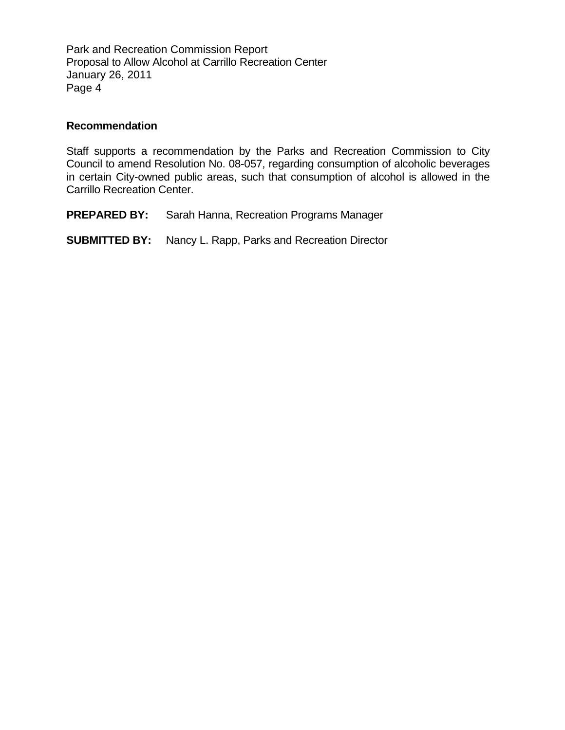## Recommendation

Staff supports a recommendation by the Parks and Recreation Commission to City Council to amend Resolution No. 08-057, regarding consumption of alcoholic beverages in certain City-owned public areas, such that consumption of alcohol is allowed in the Carrillo Recreation Center.

**PREPARED BY:** Sarah Hanna, Recreation Programs Manager

**SUBMITTED BY:** Nancy L. Rapp, Parks and Recreation Director